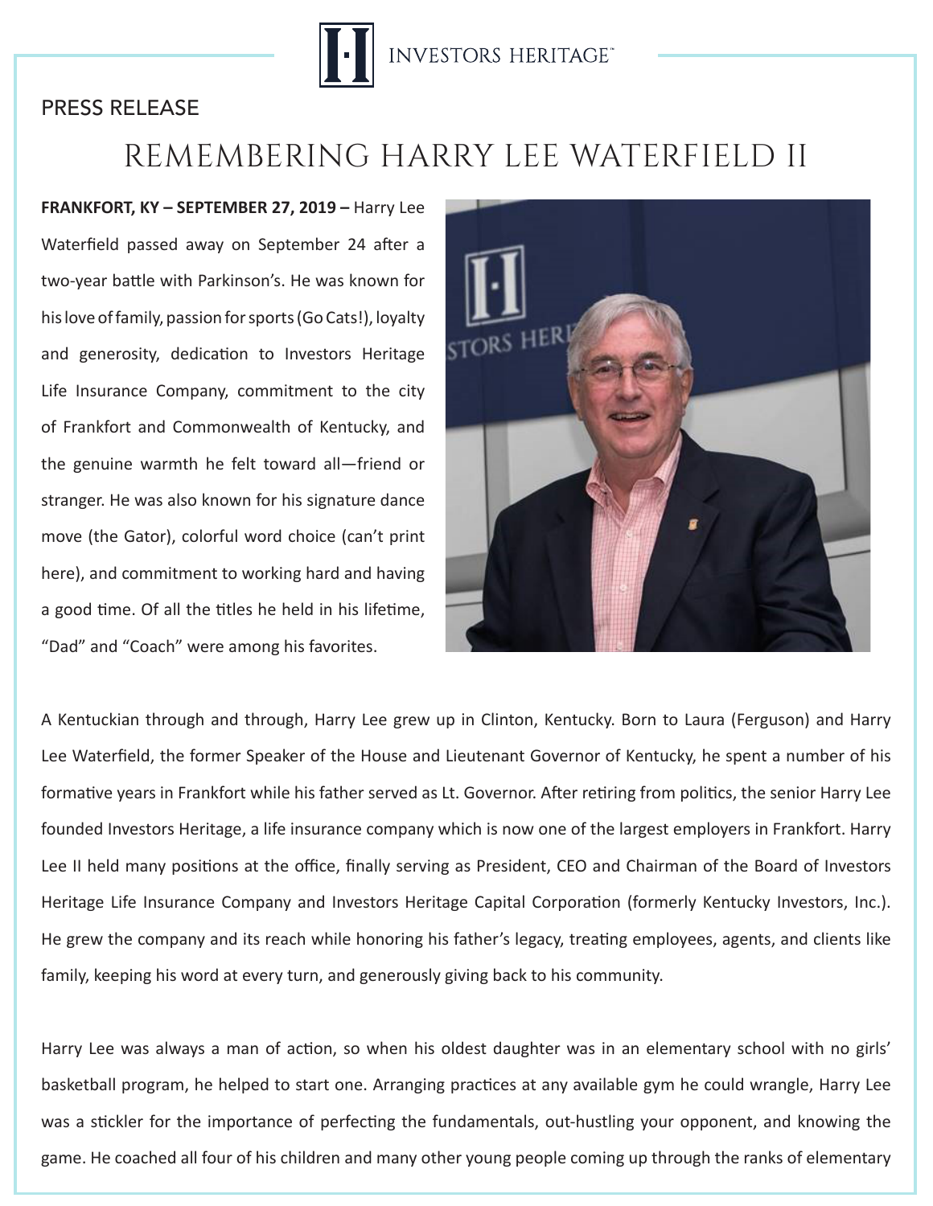PRESS RELEASE

# REMEMBERING HARRY LEE WATERFIELD II

**FRANKFORT, KY – SEPTEMBER 27, 2019 –** Harry Lee Waterfield passed away on September 24 after a two-year battle with Parkinson's. He was known for his love of family, passion for sports (Go Cats!), loyalty and generosity, dedication to Investors Heritage Life Insurance Company, commitment to the city of Frankfort and Commonwealth of Kentucky, and the genuine warmth he felt toward all—friend or stranger. He was also known for his signature dance move (the Gator), colorful word choice (can't print here), and commitment to working hard and having a good time. Of all the titles he held in his lifetime, "Dad" and "Coach" were among his favorites.

A Kentuckian through and through, Harry Lee grew up in Clinton, Kentucky. Born to Laura (Ferguson) and Harry Lee Waterfield, the former Speaker of the House and Lieutenant Governor of Kentucky, he spent a number of his formative years in Frankfort while his father served as Lt. Governor. After retiring from politics, the senior Harry Lee founded Investors Heritage, a life insurance company which is now one of the largest employers in Frankfort. Harry Lee II held many positions at the office, finally serving as President, CEO and Chairman of the Board of Investors Heritage Life Insurance Company and Investors Heritage Capital Corporation (formerly Kentucky Investors, Inc.). He grew the company and its reach while honoring his father's legacy, treating employees, agents, and clients like family, keeping his word at every turn, and generously giving back to his community.

Harry Lee was always a man of action, so when his oldest daughter was in an elementary school with no girls' basketball program, he helped to start one. Arranging practices at any available gym he could wrangle, Harry Lee was a stickler for the importance of perfecting the fundamentals, out-hustling your opponent, and knowing the game. He coached all four of his children and many other young people coming up through the ranks of elementary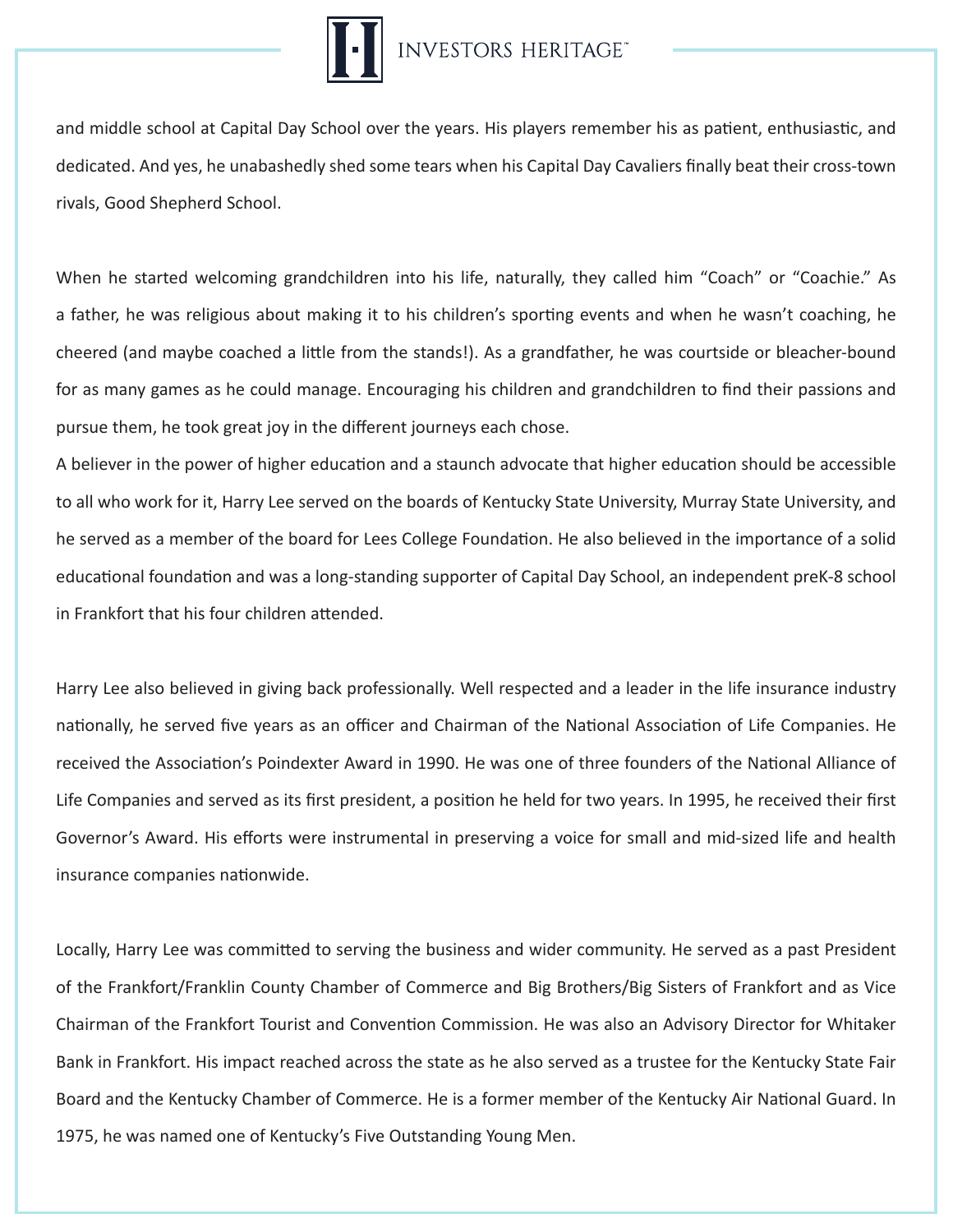and middle school at Capital Day School over the years. His players remember his as patient, enthusiastic, and dedicated. And yes, he unabashedly shed some tears when his Capital Day Cavaliers finally beat their cross-town rivals, Good Shepherd School.

When he started welcoming grandchildren into his life, naturally, they called him "Coach" or "Coachie." As a father, he was religious about making it to his children's sporting events and when he wasn't coaching, he cheered (and maybe coached a little from the stands!). As a grandfather, he was courtside or bleacher-bound for as many games as he could manage. Encouraging his children and grandchildren to find their passions and pursue them, he took great joy in the different journeys each chose.

A believer in the power of higher education and a staunch advocate that higher education should be accessible to all who work for it, Harry Lee served on the boards of Kentucky State University, Murray State University, and he served as a member of the board for Lees College Foundation. He also believed in the importance of a solid educational foundation and was a long-standing supporter of Capital Day School, an independent preK-8 school in Frankfort that his four children attended.

Harry Lee also believed in giving back professionally. Well respected and a leader in the life insurance industry nationally, he served five years as an officer and Chairman of the National Association of Life Companies. He received the Association's Poindexter Award in 1990. He was one of three founders of the National Alliance of Life Companies and served as its first president, a position he held for two years. In 1995, he received their first Governor's Award. His efforts were instrumental in preserving a voice for small and mid-sized life and health insurance companies nationwide.

Locally, Harry Lee was committed to serving the business and wider community. He served as a past President of the Frankfort/Franklin County Chamber of Commerce and Big Brothers/Big Sisters of Frankfort and as Vice Chairman of the Frankfort Tourist and Convention Commission. He was also an Advisory Director for Whitaker Bank in Frankfort. His impact reached across the state as he also served as a trustee for the Kentucky State Fair Board and the Kentucky Chamber of Commerce. He is a former member of the Kentucky Air National Guard. In 1975, he was named one of Kentucky's Five Outstanding Young Men.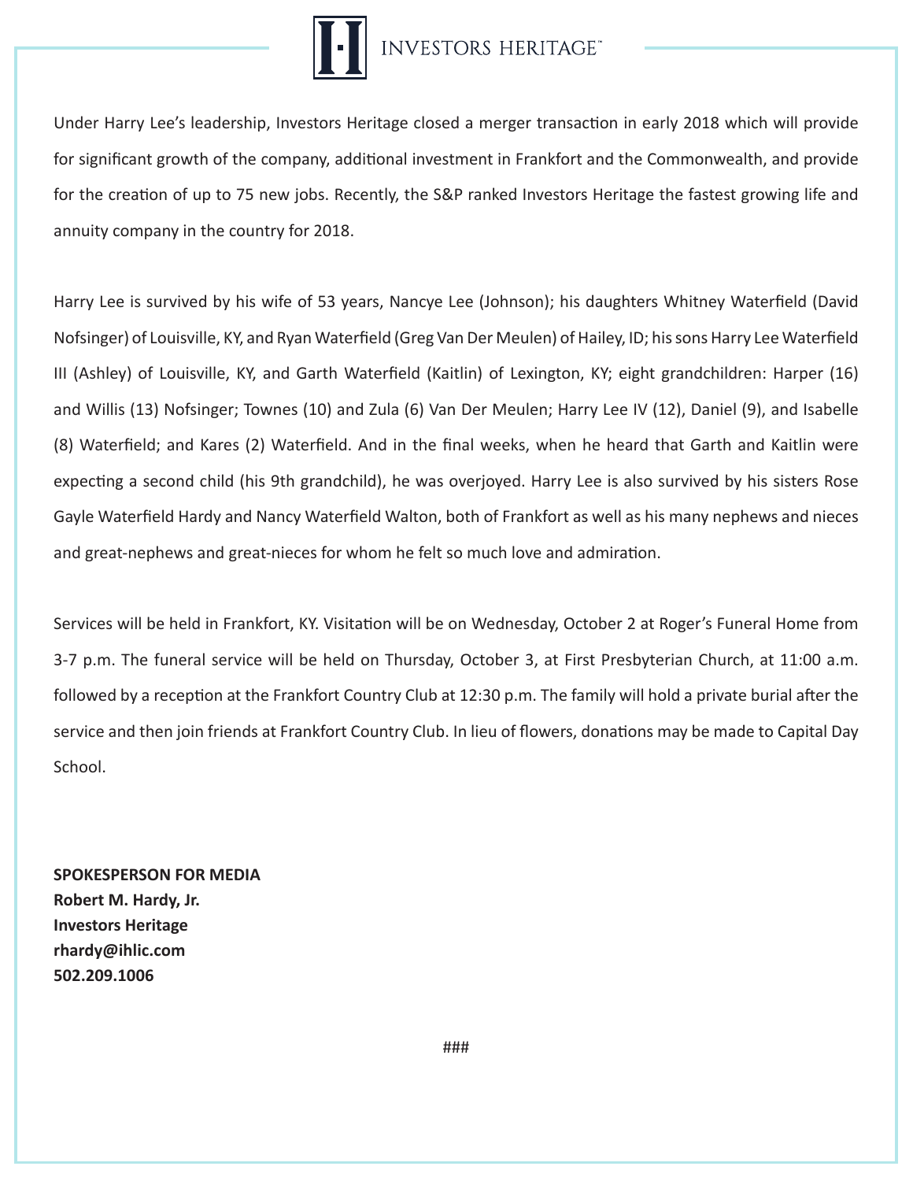Under Harry Lee's leadership, Investors Heritage closed a merger transaction in early 2018 which will provide for significant growth of the company, additional investment in Frankfort and the Commonwealth, and provide for the creation of up to 75 new jobs. Recently, the S&P ranked Investors Heritage the fastest growing life and annuity company in the country for 2018.

Harry Lee is survived by his wife of 53 years, Nancye Lee (Johnson); his daughters Whitney Waterfield (David Nofsinger) of Louisville, KY, and Ryan Waterfield (Greg Van Der Meulen) of Hailey, ID; his sons Harry Lee Waterfield III (Ashley) of Louisville, KY, and Garth Waterfield (Kaitlin) of Lexington, KY; eight grandchildren: Harper (16) and Willis (13) Nofsinger; Townes (10) and Zula (6) Van Der Meulen; Harry Lee IV (12), Daniel (9), and Isabelle (8) Waterfield; and Kares (2) Waterfield. And in the final weeks, when he heard that Garth and Kaitlin were expecting a second child (his 9th grandchild), he was overjoyed. Harry Lee is also survived by his sisters Rose Gayle Waterfield Hardy and Nancy Waterfield Walton, both of Frankfort as well as his many nephews and nieces and great-nephews and great-nieces for whom he felt so much love and admiration.

Services will be held in Frankfort, KY. Visitation will be on Wednesday, October 2 at Roger's Funeral Home from 3-7 p.m. The funeral service will be held on Thursday, October 3, at First Presbyterian Church, at 11:00 a.m. followed by a reception at the Frankfort Country Club at 12:30 p.m. The family will hold a private burial after the service and then join friends at Frankfort Country Club. In lieu of flowers, donations may be made to Capital Day School.

**SPOKESPERSON FOR MEDIA**
**Robert M. Hardy, Jr.**
**Investors Heritage**
**rhardy@ihlic.com**
**502.209.1006**

###